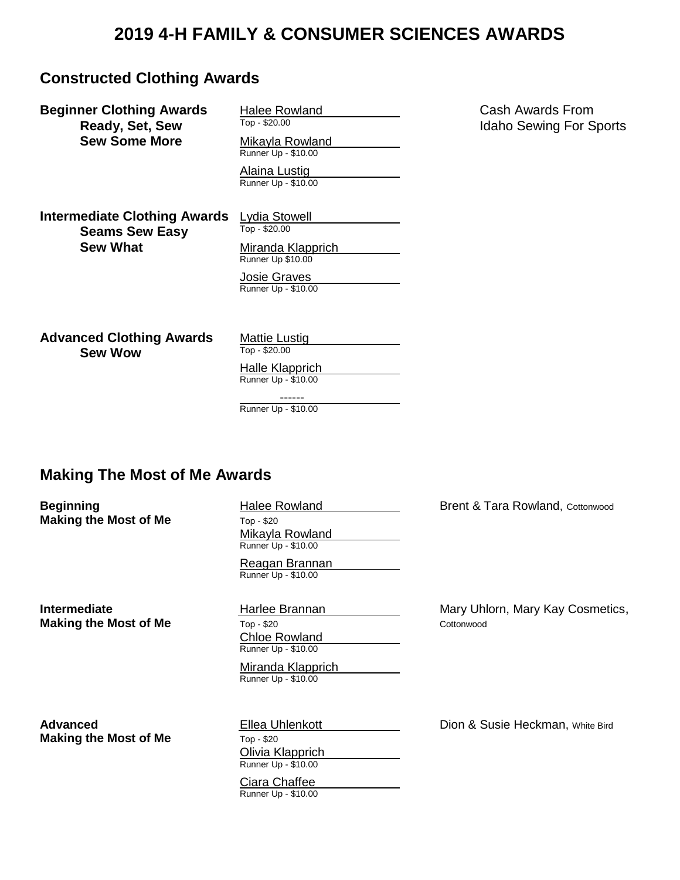# 2019 4-H FAMILY & CONSUMER SCIENCES AWARDS

## Constructed Clothing Awards

Cash Awards From Idaho Sewing For Sports

**Beginner Clothing Awards**
**Ready, Set, Sew**
**Sew Some More**

- Halee Rowland — Top - $20.00
- Mikayla Rowland — Runner Up - $10.00
- Alaina Lustig — Runner Up - $10.00

**Intermediate Clothing Awards**
**Seams Sew Easy**
**Sew What**

- Lydia Stowell — Top - $20.00
- Miranda Klapprich — Runner Up $10.00
- Josie Graves — Runner Up - $10.00

**Advanced Clothing Awards**
**Sew Wow**

- Mattie Lustig — Top - $20.00
- Halle Klapprich — Runner Up - $10.00
- ------ — Runner Up - $10.00

## Making The Most of Me Awards

**Beginning**
**Making the Most of Me**

Brent & Tara Rowland, Cottonwood

- Halee Rowland — Top - $20
- Mikayla Rowland — Runner Up - $10.00
- Reagan Brannan — Runner Up - $10.00

**Intermediate**
**Making the Most of Me**

Mary Uhlorn, Mary Kay Cosmetics, Cottonwood

- Harlee Brannan — Top - $20
- Chloe Rowland — Runner Up - $10.00
- Miranda Klapprich — Runner Up - $10.00

**Advanced**
**Making the Most of Me**

Dion & Susie Heckman, White Bird

- Ellea Uhlenkott — Top - $20
- Olivia Klapprich — Runner Up - $10.00
- Ciara Chaffee — Runner Up - $10.00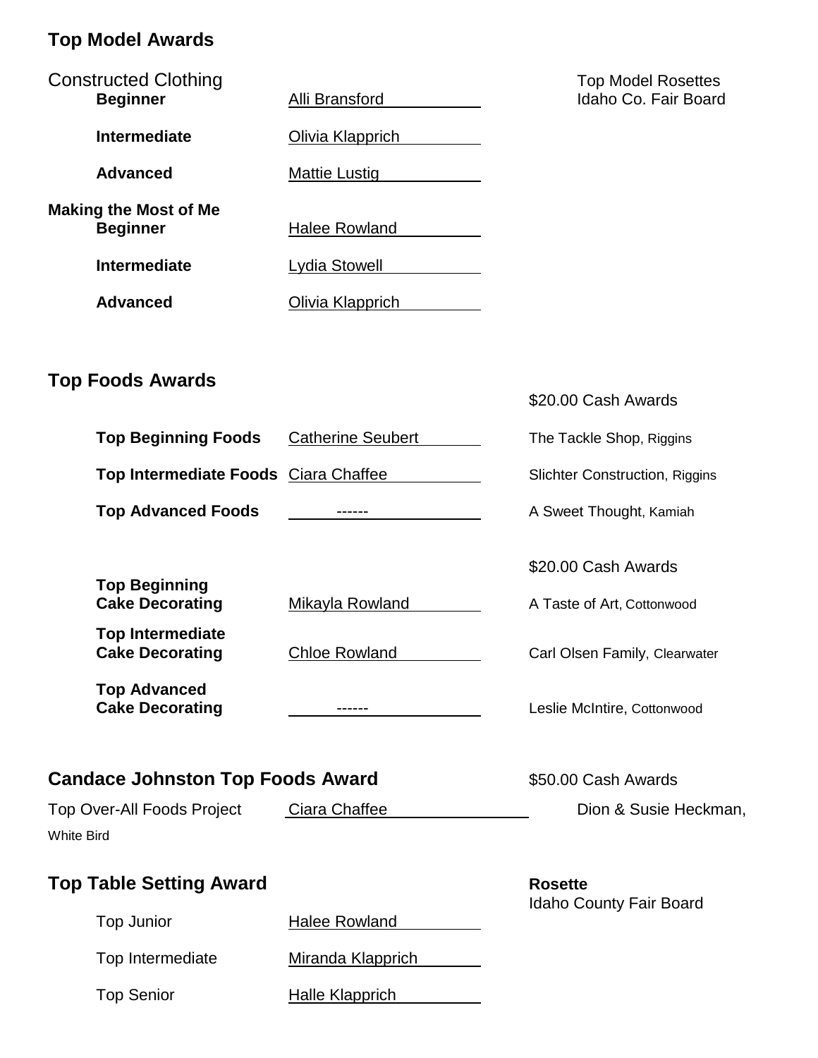## Top Model Awards

| Constructed Clothing | | Top Model Rosettes |
|---|---|---|
| **Beginner** | Alli Bransford | Idaho Co. Fair Board |
| **Intermediate** | Olivia Klapprich | |
| **Advanced** | Mattie Lustig | |

| Making the Most of Me | | |
|---|---|---|
| **Beginner** | Halee Rowland | |
| **Intermediate** | Lydia Stowell | |
| **Advanced** | Olivia Klapprich | |

## Top Foods Awards

| | | $20.00 Cash Awards |
|---|---|---|
| **Top Beginning Foods** | Catherine Seubert | The Tackle Shop, Riggins |
| **Top Intermediate Foods** | Ciara Chaffee | Slichter Construction, Riggins |
| **Top Advanced Foods** | ------ | A Sweet Thought, Kamiah |

| | | $20.00 Cash Awards |
|---|---|---|
| **Top Beginning Cake Decorating** | Mikayla Rowland | A Taste of Art, Cottonwood |
| **Top Intermediate Cake Decorating** | Chloe Rowland | Carl Olsen Family, Clearwater |
| **Top Advanced Cake Decorating** | ------ | Leslie McIntire, Cottonwood |

## Candace Johnston Top Foods Award

| | | $50.00 Cash Awards |
|---|---|---|
| Top Over-All Foods Project | Ciara Chaffee | Dion & Susie Heckman, White Bird |

## Top Table Setting Award

| | | **Rosette** Idaho County Fair Board |
|---|---|---|
| Top Junior | Halee Rowland | |
| Top Intermediate | Miranda Klapprich | |
| Top Senior | Halle Klapprich | |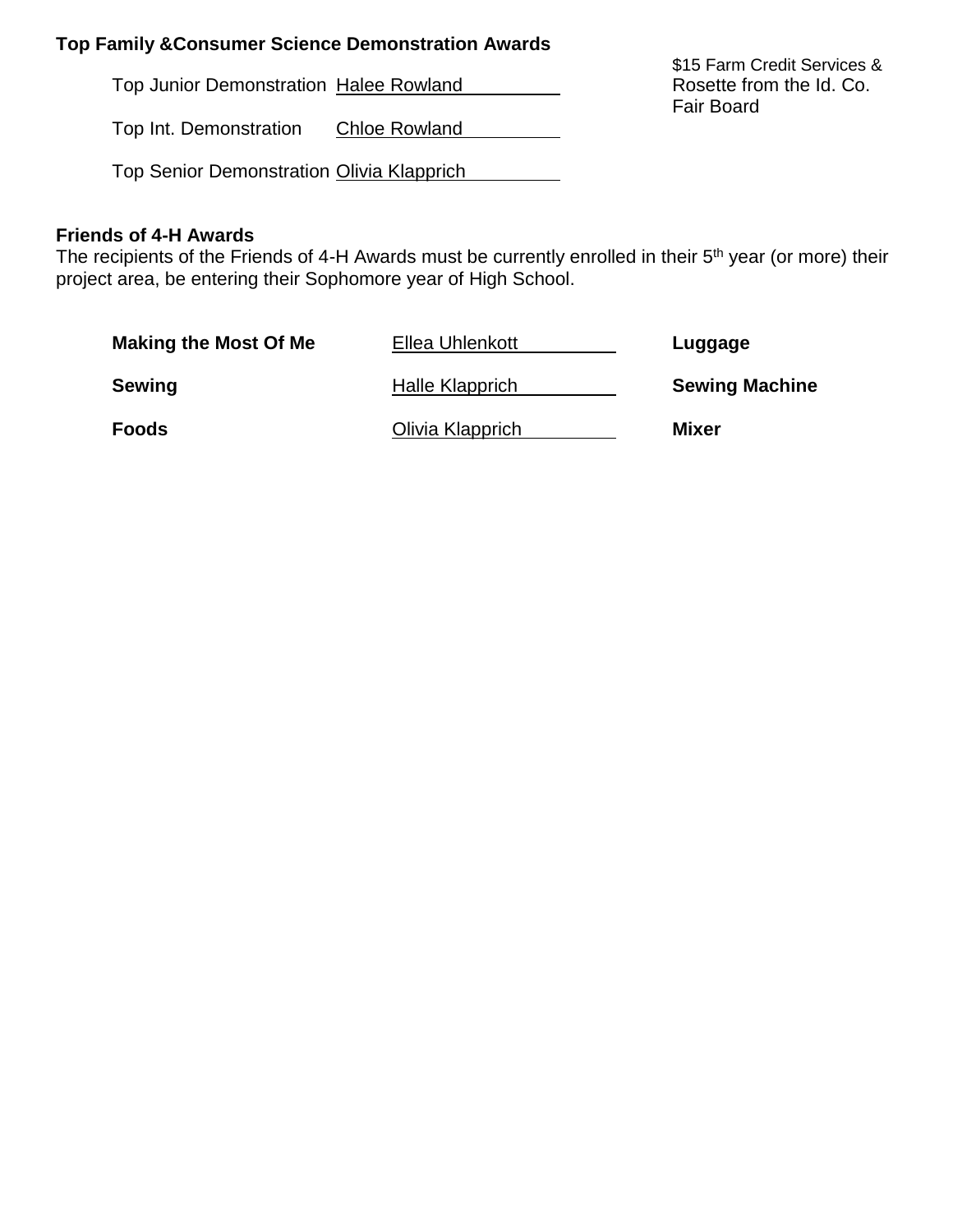**Top Family &Consumer Science Demonstration Awards**

| | | |
|---|---|---|
| Top Junior Demonstration | Halee Rowland | $15 Farm Credit Services & Rosette from the Id. Co. Fair Board |
| Top Int. Demonstration | Chloe Rowland | |
| Top Senior Demonstration | Olivia Klapprich | |

**Friends of 4-H Awards**

The recipients of the Friends of 4-H Awards must be currently enrolled in their 5th year (or more) their project area, be entering their Sophomore year of High School.

| | | |
|---|---|---|
| **Making the Most Of Me** | Ellea Uhlenkott | **Luggage** |
| **Sewing** | Halle Klapprich | **Sewing Machine** |
| **Foods** | Olivia Klapprich | **Mixer** |